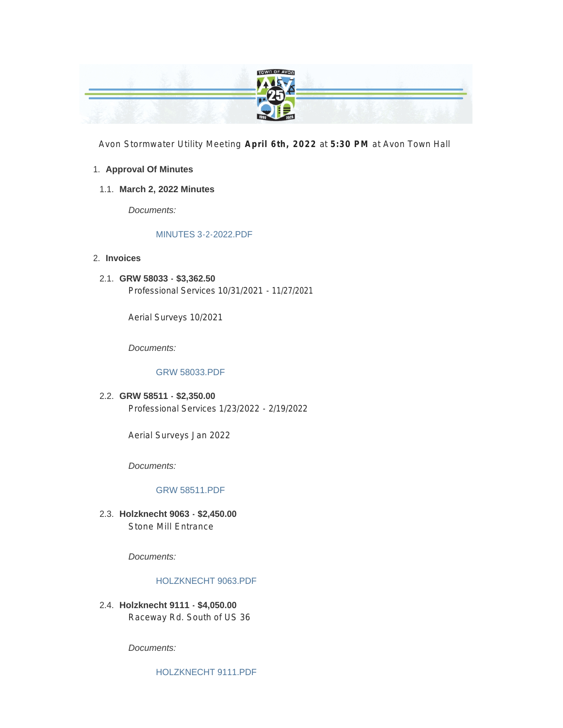Avon Stormwater Utility Meeting **April 6th, 2022** at **5:30 PM** at Avon Town Hall

1. **Approval Of Minutes**

1.1. **March 2, 2022 Minutes**

*Documents:*

MINUTES 3-2-2022.PDF

2. **Invoices**

2.1. **GRW 58033 - $3,362.50**
Professional Services 10/31/2021 - 11/27/2021

Aerial Surveys 10/2021

*Documents:*

GRW 58033.PDF

2.2. **GRW 58511 - $2,350.00**
Professional Services 1/23/2022 - 2/19/2022

Aerial Surveys Jan 2022

*Documents:*

GRW 58511.PDF

2.3. **Holzknecht 9063 - $2,450.00**
Stone Mill Entrance

*Documents:*

HOLZKNECHT 9063.PDF

2.4. **Holzknecht 9111 - $4,050.00**
Raceway Rd. South of US 36

*Documents:*

HOLZKNECHT 9111.PDF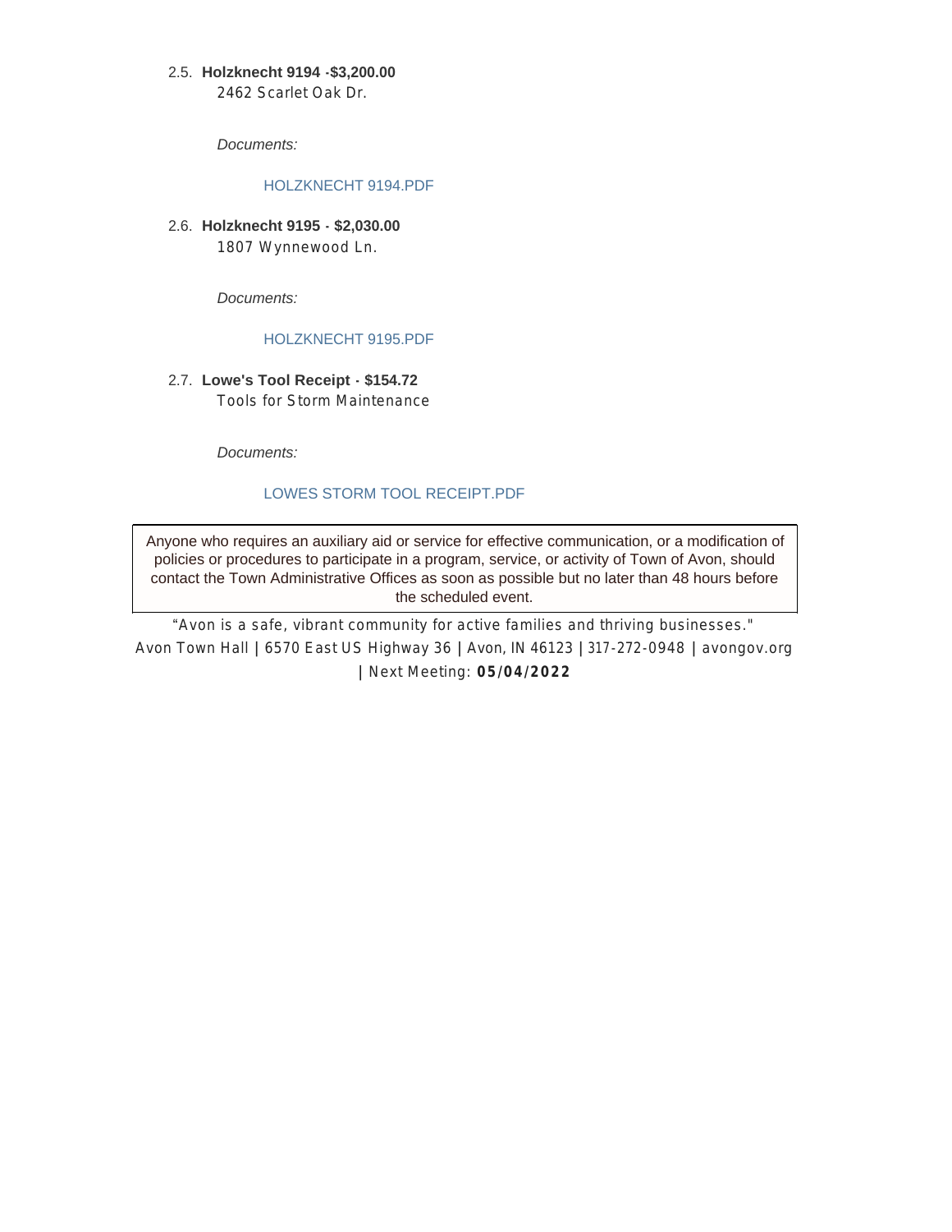2.5. **Holzknecht 9194 -$3,200.00**

2462 Scarlet Oak Dr.

*Documents:*

HOLZKNECHT 9194.PDF

2.6. **Holzknecht 9195 - $2,030.00**

1807 Wynnewood Ln.

*Documents:*

HOLZKNECHT 9195.PDF

2.7. **Lowe's Tool Receipt - $154.72**

Tools for Storm Maintenance

*Documents:*

LOWES STORM TOOL RECEIPT.PDF

Anyone who requires an auxiliary aid or service for effective communication, or a modification of policies or procedures to participate in a program, service, or activity of Town of Avon, should contact the Town Administrative Offices as soon as possible but no later than 48 hours before the scheduled event.

"Avon is a safe, vibrant community for active families and thriving businesses."

Avon Town Hall | 6570 East US Highway 36 | Avon, IN 46123 | 317-272-0948 | avongov.org | Next Meeting: **05/04/2022**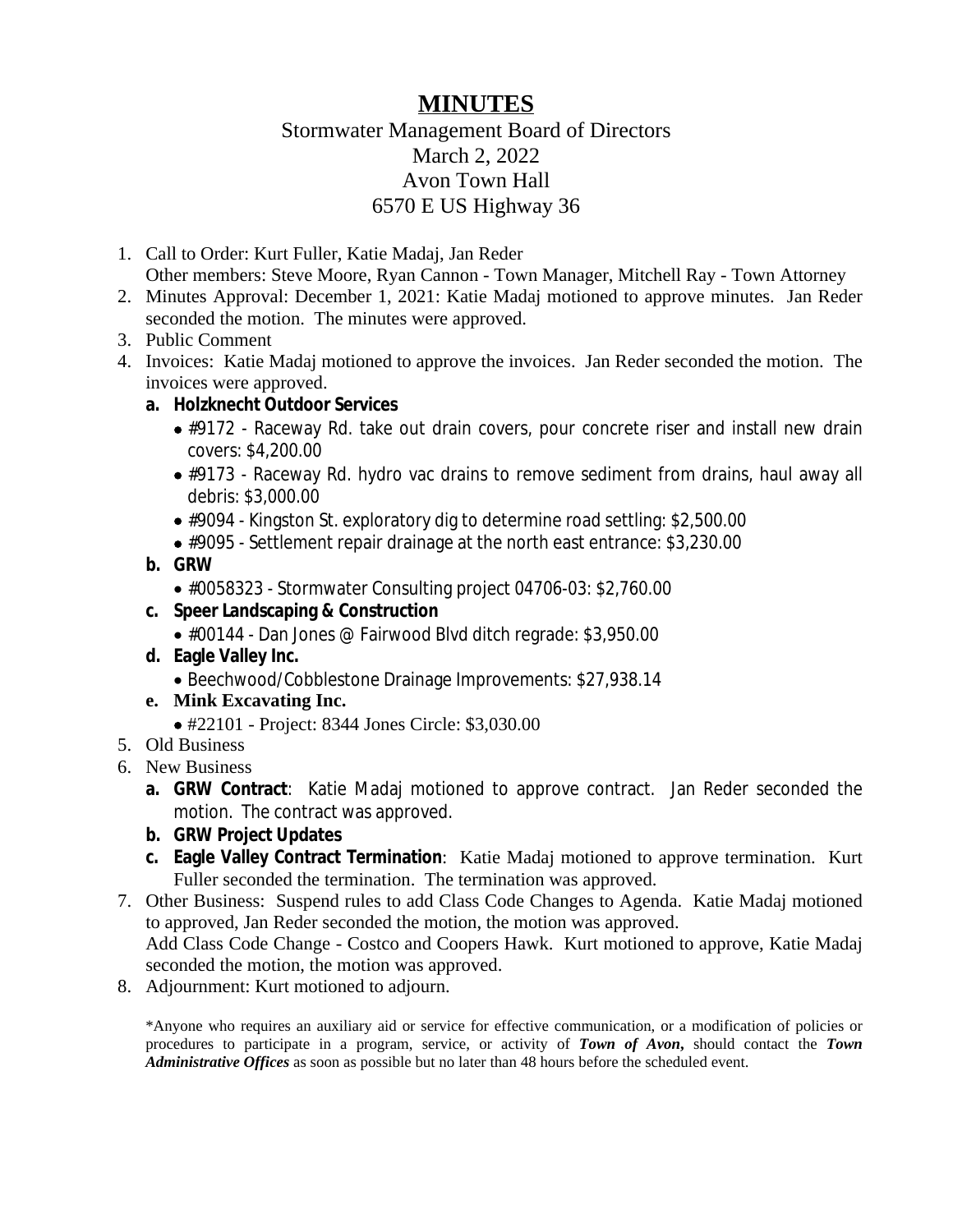# MINUTES

Stormwater Management Board of Directors
March 2, 2022
Avon Town Hall
6570 E US Highway 36

1. Call to Order: Kurt Fuller, Katie Madaj, Jan Reder
   Other members: Steve Moore, Ryan Cannon - Town Manager, Mitchell Ray - Town Attorney
2. Minutes Approval: December 1, 2021: Katie Madaj motioned to approve minutes. Jan Reder seconded the motion. The minutes were approved.
3. Public Comment
4. Invoices: Katie Madaj motioned to approve the invoices. Jan Reder seconded the motion. The invoices were approved.
   a. **Holzknecht Outdoor Services**
      - #9172 - Raceway Rd. take out drain covers, pour concrete riser and install new drain covers: $4,200.00
      - #9173 - Raceway Rd. hydro vac drains to remove sediment from drains, haul away all debris: $3,000.00
      - #9094 - Kingston St. exploratory dig to determine road settling: $2,500.00
      - #9095 - Settlement repair drainage at the north east entrance: $3,230.00
   b. **GRW**
      - #0058323 - Stormwater Consulting project 04706-03: $2,760.00
   c. **Speer Landscaping & Construction**
      - #00144 - Dan Jones @ Fairwood Blvd ditch regrade: $3,950.00
   d. **Eagle Valley Inc.**
      - Beechwood/Cobblestone Drainage Improvements: $27,938.14
   e. **Mink Excavating Inc.**
      - #22101 - Project: 8344 Jones Circle: $3,030.00
5. Old Business
6. New Business
   a. **GRW Contract**: Katie Madaj motioned to approve contract. Jan Reder seconded the motion. The contract was approved.
   b. **GRW Project Updates**
   c. **Eagle Valley Contract Termination**: Katie Madaj motioned to approve termination. Kurt Fuller seconded the termination. The termination was approved.
7. Other Business: Suspend rules to add Class Code Changes to Agenda. Katie Madaj motioned to approved, Jan Reder seconded the motion, the motion was approved.
   Add Class Code Change - Costco and Coopers Hawk. Kurt motioned to approve, Katie Madaj seconded the motion, the motion was approved.
8. Adjournment: Kurt motioned to adjourn.

*Anyone who requires an auxiliary aid or service for effective communication, or a modification of policies or procedures to participate in a program, service, or activity of ***Town of Avon,*** should contact the ***Town Administrative Offices*** as soon as possible but no later than 48 hours before the scheduled event.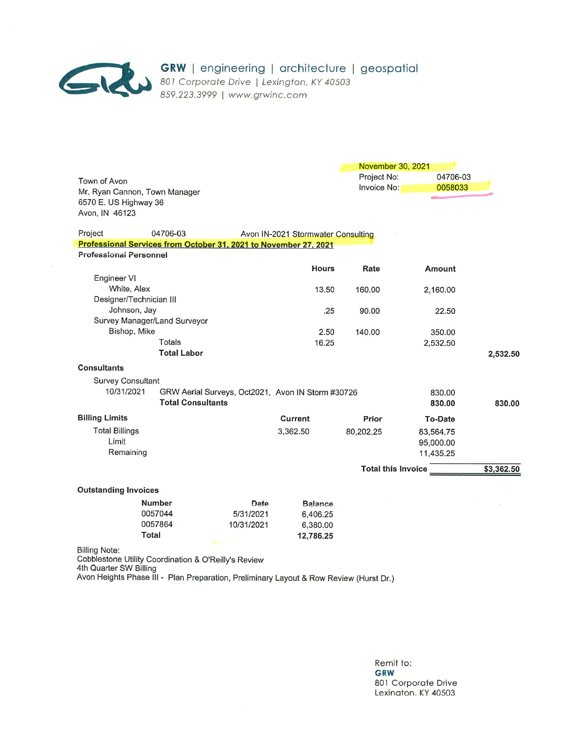**GRW** | engineering | architecture | geospatial
801 Corporate Drive | Lexington, KY 40503
859.223.3999 | www.grwinc.com

Town of Avon
Mr. Ryan Cannon, Town Manager
6570 E. US Highway 36
Avon, IN 46123

November 30, 2021
Project No: 04706-03
Invoice No: 0058033

Project 04706-03 Avon IN-2021 Stormwater Consulting

**Professional Services from October 31, 2021 to November 27, 2021**

**Professional Personnel**

| | Hours | Rate | Amount | |
|---|---|---|---|---|
| Engineer VI | | | | |
| White, Alex | 13.50 | 160.00 | 2,160.00 | |
| Designer/Technician III | | | | |
| Johnson, Jay | .25 | 90.00 | 22.50 | |
| Survey Manager/Land Surveyor | | | | |
| Bishop, Mike | 2.50 | 140.00 | 350.00 | |
| Totals | 16.25 | | 2,532.50 | |
| **Total Labor** | | | | **2,532.50** |

**Consultants**

| | | | |
|---|---|---|---|
| Survey Consultant | | | |
| 10/31/2021 | GRW Aerial Surveys, Oct2021, Avon IN Storm #30726 | 830.00 | |
| | **Total Consultants** | **830.00** | **830.00** |

**Billing Limits**

| | Current | Prior | To-Date |
|---|---|---|---|
| Total Billings | 3,362.50 | 80,202.25 | 83,564.75 |
| Limit | | | 95,000.00 |
| Remaining | | | 11,435.25 |

**Total this Invoice** **$3,362.50**

**Outstanding Invoices**

| Number | Date | Balance |
|---|---|---|
| 0057044 | 5/31/2021 | 6,406.25 |
| 0057864 | 10/31/2021 | 6,380.00 |
| **Total** | | **12,786.25** |

Billing Note:
Cobblestone Utility Coordination & O'Reilly's Review
4th Quarter SW Billing
Avon Heights Phase III - Plan Preparation, Preliminary Layout & Row Review (Hurst Dr.)

Remit to:
**GRW**
801 Corporate Drive
Lexington, KY 40503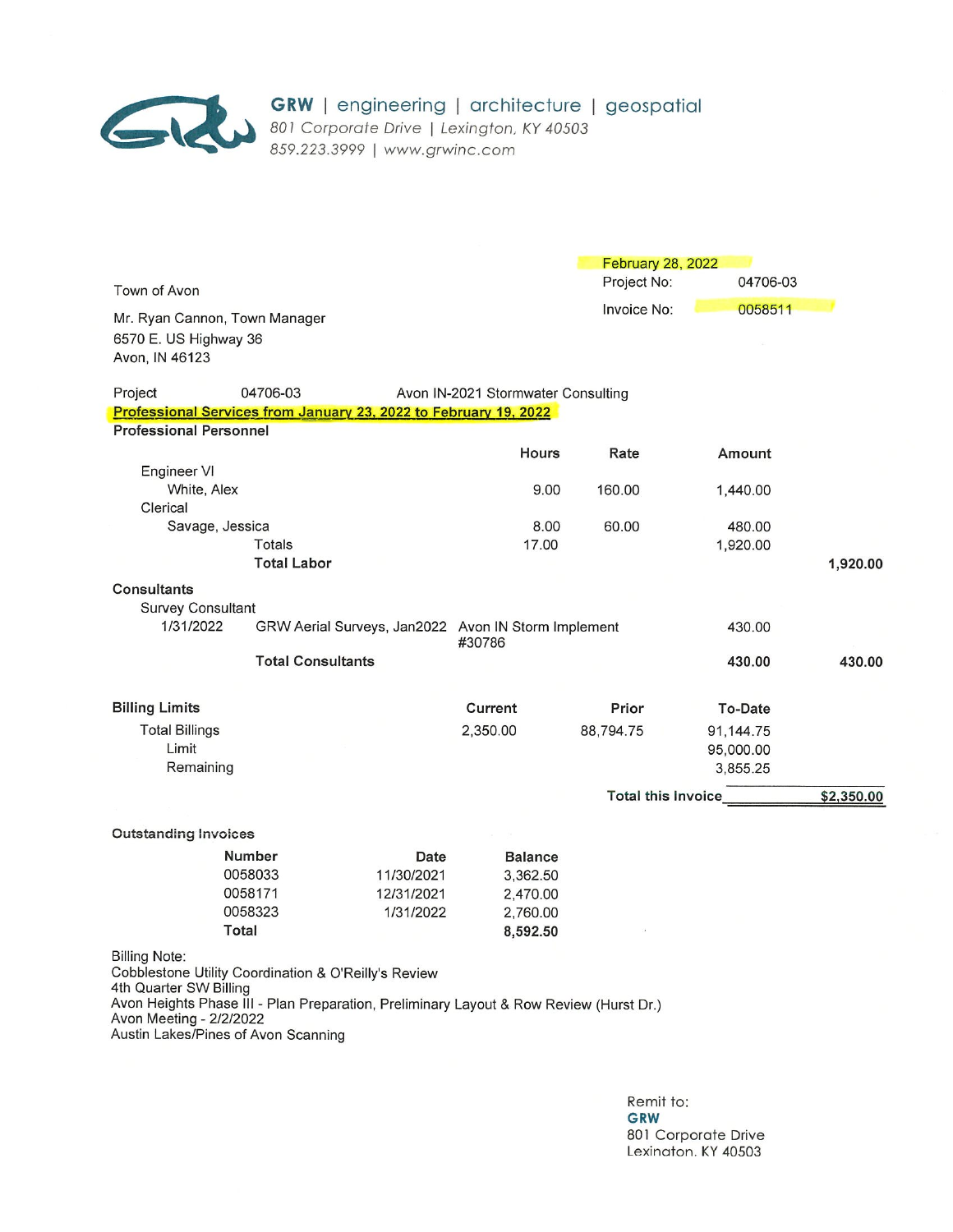**GRW** | engineering | architecture | geospatial
801 Corporate Drive | Lexington, KY 40503
859.223.3999 | www.grwinc.com

February 28, 2022

Project No: 04706-03

Invoice No: 0058511

Town of Avon

Mr. Ryan Cannon, Town Manager
6570 E. US Highway 36
Avon, IN 46123

Project 04706-03 Avon IN-2021 Stormwater Consulting

Professional Services from January 23, 2022 to February 19, 2022

**Professional Personnel**

| | Hours | Rate | Amount | |
|---|---|---|---|---|
| Engineer VI | | | | |
| White, Alex | 9.00 | 160.00 | 1,440.00 | |
| Clerical | | | | |
| Savage, Jessica | 8.00 | 60.00 | 480.00 | |
| Totals | 17.00 | | 1,920.00 | |
| **Total Labor** | | | | **1,920.00** |

**Consultants**

| | | | | |
|---|---|---|---|---|
| Survey Consultant | | | | |
| 1/31/2022 | GRW Aerial Surveys, Jan2022 | Avon IN Storm Implement #30786 | 430.00 | |
| **Total Consultants** | | | **430.00** | **430.00** |

**Billing Limits**

| | Current | Prior | To-Date |
|---|---|---|---|
| Total Billings | 2,350.00 | 88,794.75 | 91,144.75 |
| Limit | | | 95,000.00 |
| Remaining | | | 3,855.25 |

**Total this Invoice** **$2,350.00**

**Outstanding Invoices**

| Number | Date | Balance |
|---|---|---|
| 0058033 | 11/30/2021 | 3,362.50 |
| 0058171 | 12/31/2021 | 2,470.00 |
| 0058323 | 1/31/2022 | 2,760.00 |
| **Total** | | **8,592.50** |

Billing Note:
Cobblestone Utility Coordination & O'Reilly's Review
4th Quarter SW Billing
Avon Heights Phase III - Plan Preparation, Preliminary Layout & Row Review (Hurst Dr.)
Avon Meeting - 2/2/2022
Austin Lakes/Pines of Avon Scanning

Remit to:
**GRW**
801 Corporate Drive
Lexington, KY 40503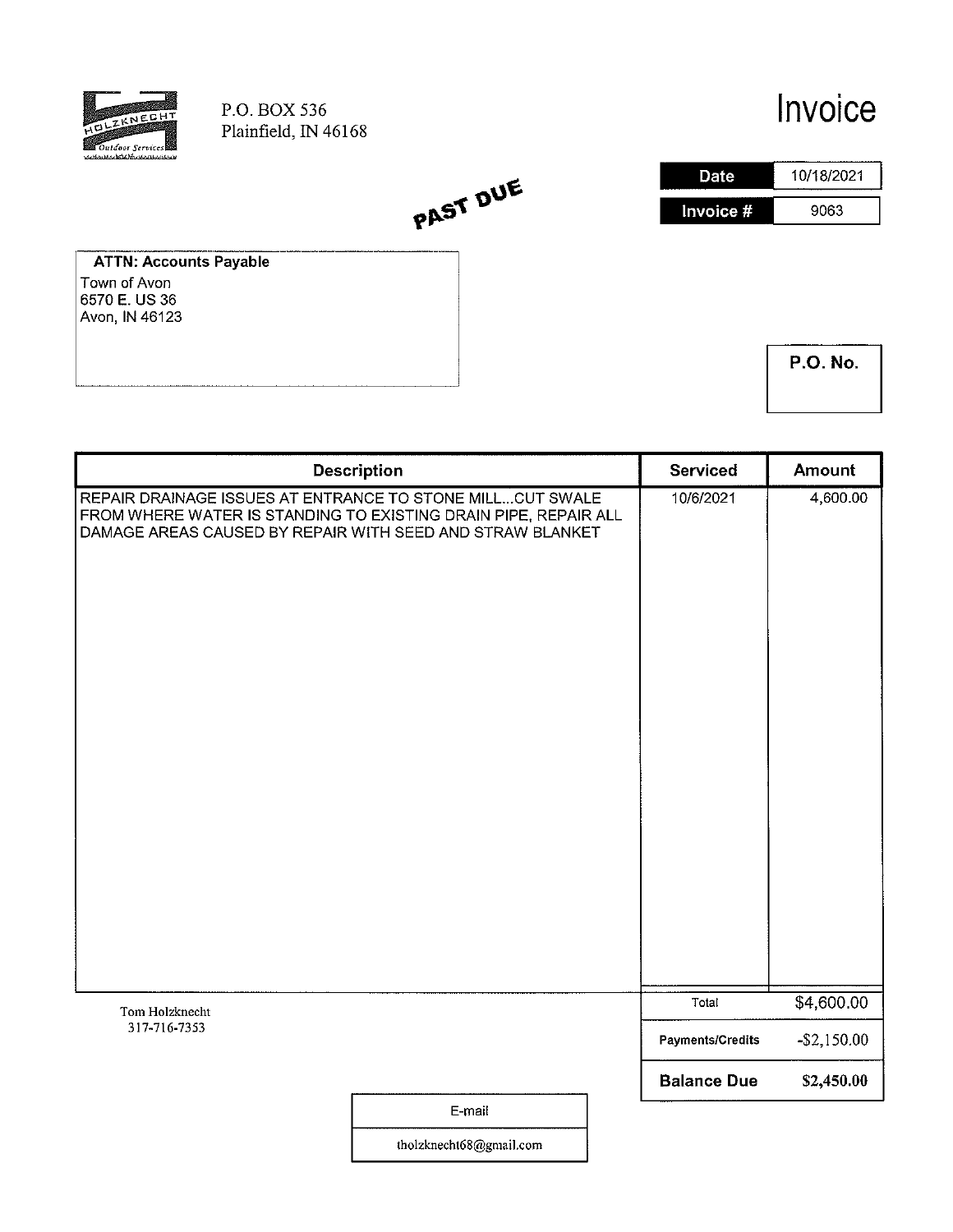HOLZKNECHT Outdoor Services

P.O. BOX 536
Plainfield, IN 46168

# Invoice

| Date | 10/18/2021 |
|---|---|
| Invoice # | 9063 |

**PAST DUE**

**ATTN: Accounts Payable**
Town of Avon
6570 E. US 36
Avon, IN 46123

**P.O. No.**

| Description | Serviced | Amount |
|---|---|---|
| REPAIR DRAINAGE ISSUES AT ENTRANCE TO STONE MILL...CUT SWALE FROM WHERE WATER IS STANDING TO EXISTING DRAIN PIPE, REPAIR ALL DAMAGE AREAS CAUSED BY REPAIR WITH SEED AND STRAW BLANKET | 10/6/2021 | 4,600.00 |

Tom Holzknecht
317-716-7353

| | |
|---|---|
| Total | $4,600.00 |
| Payments/Credits | -$2,150.00 |
| **Balance Due** | **$2,450.00** |

| E-mail |
|---|
| tholzknecht68@gmail.com |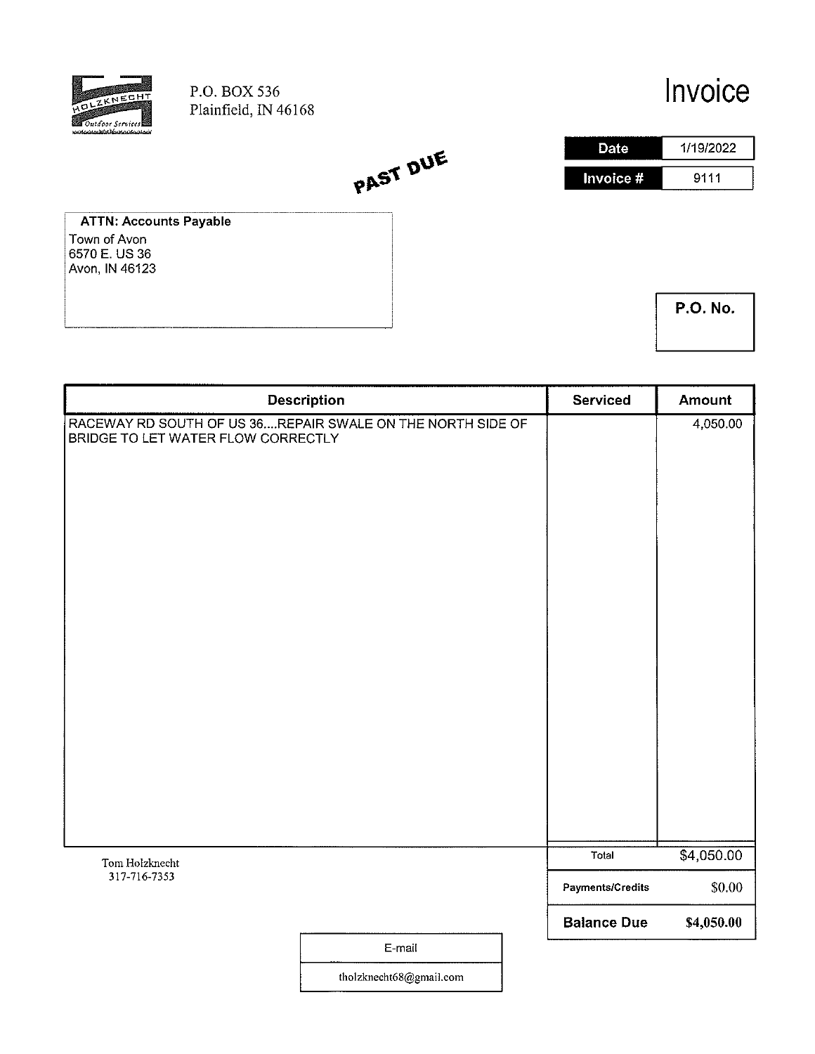HOLZKNECHT Outdoor Services

P.O. BOX 536
Plainfield, IN 46168

# Invoice

| Date | 1/19/2022 |
|---|---|
| Invoice # | 9111 |

**PAST DUE**

**ATTN: Accounts Payable**
Town of Avon
6570 E. US 36
Avon, IN 46123

**P.O. No.**

| Description | Serviced | Amount |
|---|---|---|
| RACEWAY RD SOUTH OF US 36....REPAIR SWALE ON THE NORTH SIDE OF BRIDGE TO LET WATER FLOW CORRECTLY | | 4,050.00 |

Tom Holzknecht
317-716-7353

| | |
|---|---|
| Total | $4,050.00 |
| Payments/Credits | $0.00 |
| **Balance Due** | **$4,050.00** |

| E-mail |
|---|
| tholzknecht68@gmail.com |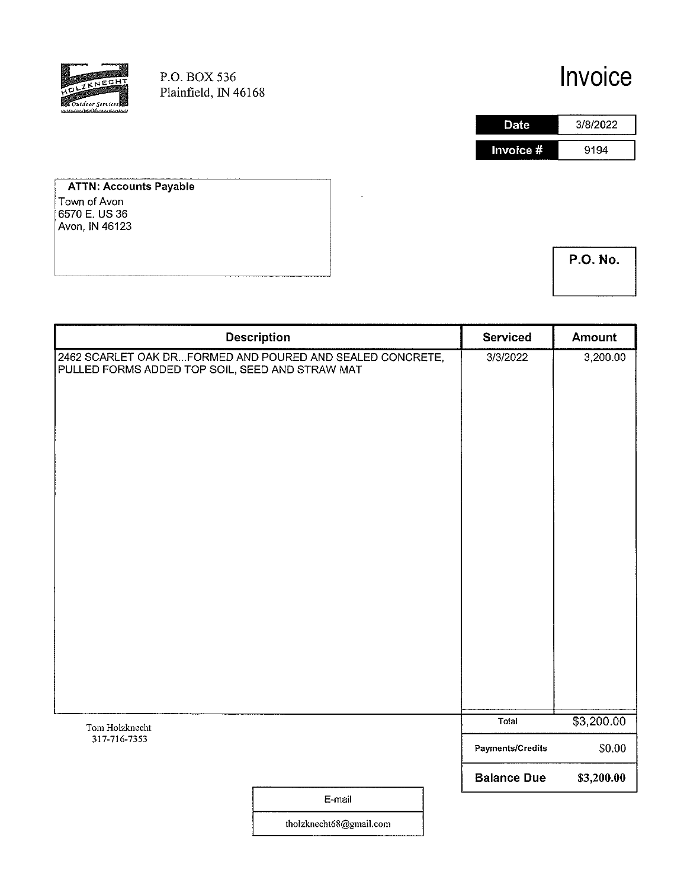HOLZKNECHT Outdoor Services

P.O. BOX 536
Plainfield, IN 46168

# Invoice

| Date | 3/8/2022 |
| --- | --- |
| Invoice # | 9194 |

**ATTN: Accounts Payable**
Town of Avon
6570 E. US 36
Avon, IN 46123

**P.O. No.**

| Description | Serviced | Amount |
| --- | --- | --- |
| 2462 SCARLET OAK DR...FORMED AND POURED AND SEALED CONCRETE, PULLED FORMS ADDED TOP SOIL, SEED AND STRAW MAT | 3/3/2022 | 3,200.00 |

Tom Holzknecht
317-716-7353

| | |
| --- | --- |
| Total | $3,200.00 |
| Payments/Credits | $0.00 |
| **Balance Due** | **$3,200.00** |

| E-mail |
| --- |
| tholzknecht68@gmail.com |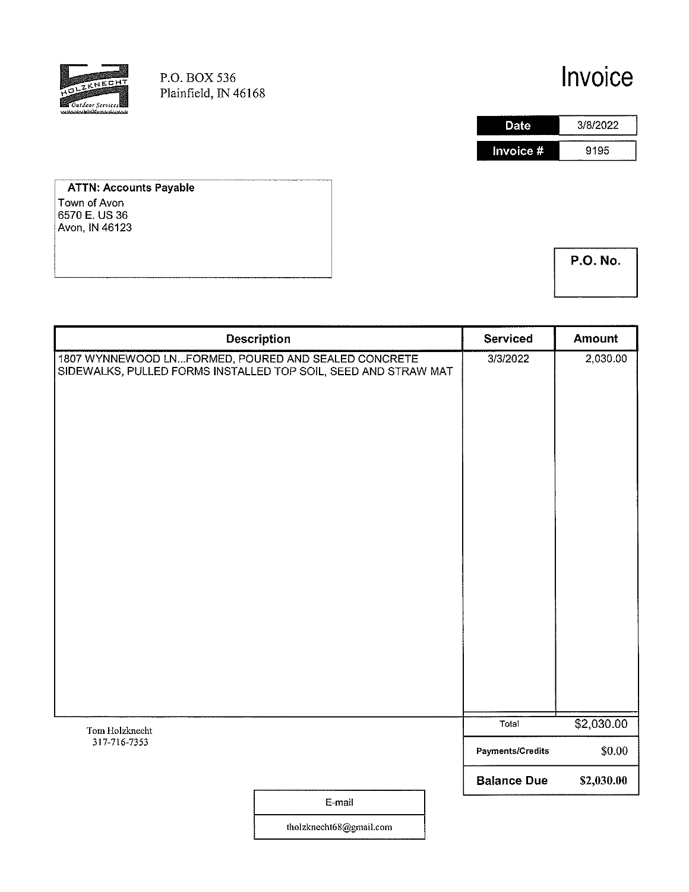HOLZKNECHT Outdoor Services

P.O. BOX 536
Plainfield, IN 46168

# Invoice

| Date | 3/8/2022 |
|---|---|
| Invoice # | 9195 |

**ATTN: Accounts Payable**
Town of Avon
6570 E. US 36
Avon, IN 46123

**P.O. No.**

| Description | Serviced | Amount |
|---|---|---|
| 1807 WYNNEWOOD LN...FORMED, POURED AND SEALED CONCRETE SIDEWALKS, PULLED FORMS INSTALLED TOP SOIL, SEED AND STRAW MAT | 3/3/2022 | 2,030.00 |

Tom Holzknecht
317-716-7353

| | |
|---|---|
| Total | $2,030.00 |
| Payments/Credits | $0.00 |
| **Balance Due** | **$2,030.00** |

| E-mail |
|---|
| tholzknecht68@gmail.com |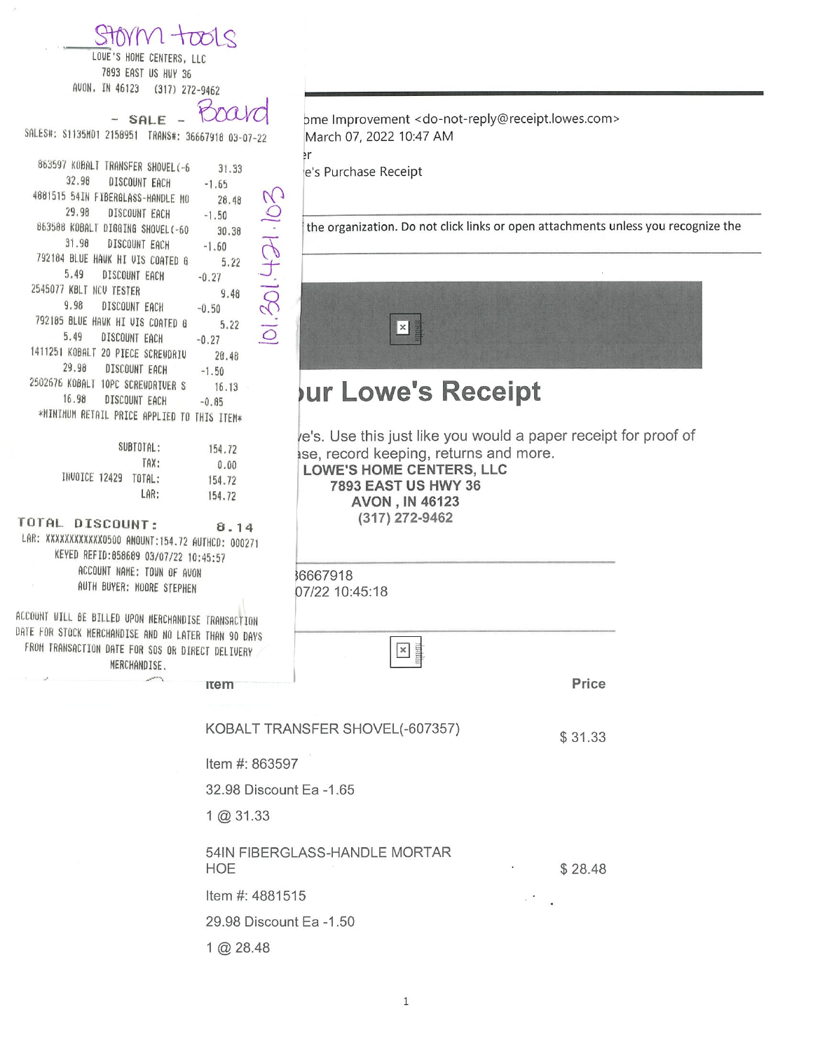Storm tools

LOWE'S HOME CENTERS, LLC
7893 EAST US HWY 36
AVON, IN 46123 (317) 272-9462

\- SALE - Board

SALES#: S1135MD1 2158951 TRANS#: 36667918 03-07-22

| | | |
|---|---|---|
| 863597 KOBALT TRANSFER SHOVEL(-6 | | 31.33 |
| 32.98 | DISCOUNT EACH | -1.65 |
| 4881515 54IN FIBERGLASS-HANDLE MO | | 28.48 |
| 29.98 | DISCOUNT EACH | -1.50 |
| 863588 KOBALT DIGGING SHOVEL(-60 | | 30.38 |
| 31.98 | DISCOUNT EACH | -1.60 |
| 792184 BLUE HAWK HI VIS COATED G | | 5.22 |
| 5.49 | DISCOUNT EACH | -0.27 |
| 2545077 KBLT NCV TESTER | | 9.48 |
| 9.98 | DISCOUNT EACH | -0.50 |
| 792185 BLUE HAWK HI VIS COATED G | | 5.22 |
| 5.49 | DISCOUNT EACH | -0.27 |
| 1411251 KOBALT 20 PIECE SCREWDRIV | | 28.48 |
| 29.98 | DISCOUNT EACH | -1.50 |
| 2502676 KOBALT 10PC SCREWDRIVER S | | 16.13 |
| 16.98 | DISCOUNT EACH | -0.85 |

*MINIMUM RETAIL PRICE APPLIED TO THIS ITEM*

101.301.421.103

| | | |
|---|---|---|
| | SUBTOTAL: | 154.72 |
| | TAX: | 0.00 |
| INVOICE 12429 | TOTAL: | 154.72 |
| | LAR: | 154.72 |

TOTAL DISCOUNT: 8.14

LAR: XXXXXXXXXXXX0500 AMOUNT:154.72 AUTHCD: 000271
KEYED REFID:858689 03/07/22 10:45:57
ACCOUNT NAME: TOWN OF AVON
AUTH BUYER: MOORE STEPHEN

ACCOUNT WILL BE BILLED UPON MERCHANDISE TRANSACTION DATE FOR STOCK MERCHANDISE AND NO LATER THAN 90 DAYS FROM TRANSACTION DATE FOR SOS OR DIRECT DELIVERY MERCHANDISE.

---

ome Improvement <do-not-reply@receipt.lowes.com>
March 07, 2022 10:47 AM
er
e's Purchase Receipt

the organization. Do not click links or open attachments unless you recognize the

# ur Lowe's Receipt

e's. Use this just like you would a paper receipt for proof of
ase, record keeping, returns and more.

**LOWE'S HOME CENTERS, LLC**
**7893 EAST US HWY 36**
**AVON , IN 46123**
**(317) 272-9462**

6667918
07/22 10:45:18

| Item | Price |
|---|---|
| KOBALT TRANSFER SHOVEL(-607357) | $ 31.33 |
| Item #: 863597 | |
| 32.98 Discount Ea -1.65 | |
| 1 @ 31.33 | |
| 54IN FIBERGLASS-HANDLE MORTAR HOE | $ 28.48 |
| Item #: 4881515 | |
| 29.98 Discount Ea -1.50 | |
| 1 @ 28.48 | |